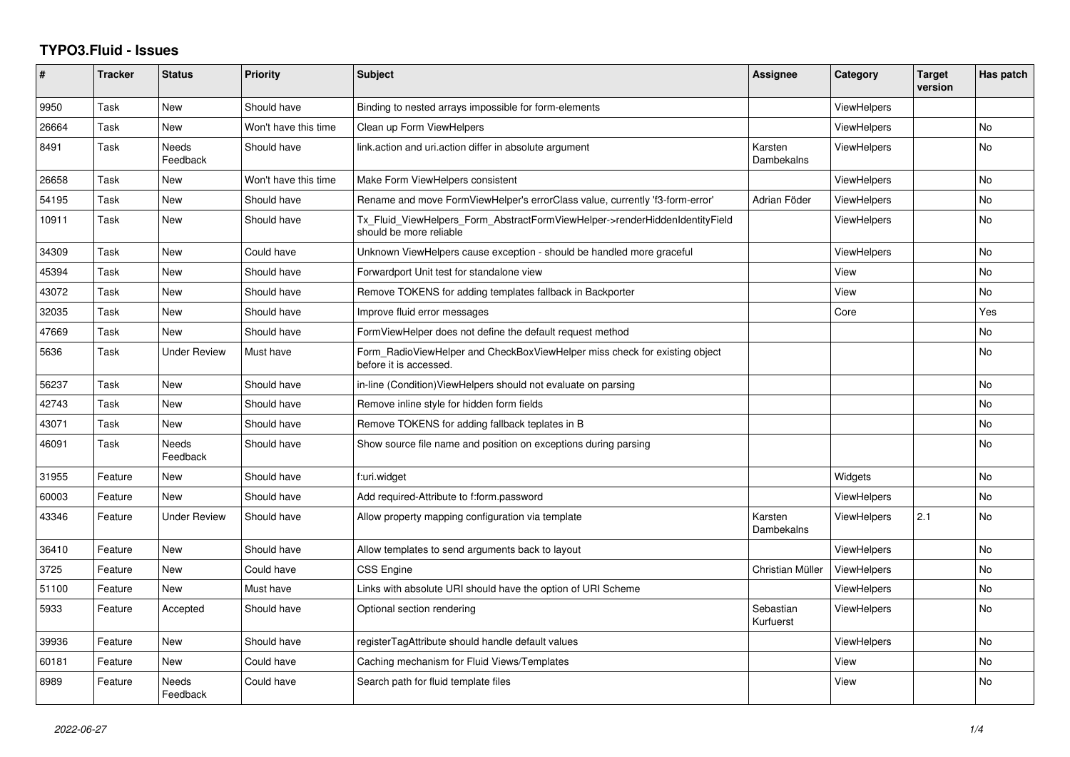# TYPO3.Fluid - Issues

| # | Tracker | Status | Priority | Subject | Assignee | Category | Target version | Has patch |
|---|---|---|---|---|---|---|---|---|
| 9950 | Task | New | Should have | Binding to nested arrays impossible for form-elements | | ViewHelpers | | |
| 26664 | Task | New | Won't have this time | Clean up Form ViewHelpers | | ViewHelpers | | No |
| 8491 | Task | Needs Feedback | Should have | link.action and uri.action differ in absolute argument | Karsten Dambekalns | ViewHelpers | | No |
| 26658 | Task | New | Won't have this time | Make Form ViewHelpers consistent | | ViewHelpers | | No |
| 54195 | Task | New | Should have | Rename and move FormViewHelper's errorClass value, currently 'f3-form-error' | Adrian Föder | ViewHelpers | | No |
| 10911 | Task | New | Should have | Tx_Fluid_ViewHelpers_Form_AbstractFormViewHelper->renderHiddenIdentityField should be more reliable | | ViewHelpers | | No |
| 34309 | Task | New | Could have | Unknown ViewHelpers cause exception - should be handled more graceful | | ViewHelpers | | No |
| 45394 | Task | New | Should have | Forwardport Unit test for standalone view | | View | | No |
| 43072 | Task | New | Should have | Remove TOKENS for adding templates fallback in Backporter | | View | | No |
| 32035 | Task | New | Should have | Improve fluid error messages | | Core | | Yes |
| 47669 | Task | New | Should have | FormViewHelper does not define the default request method | | | | No |
| 5636 | Task | Under Review | Must have | Form_RadioViewHelper and CheckBoxViewHelper miss check for existing object before it is accessed. | | | | No |
| 56237 | Task | New | Should have | in-line (Condition)ViewHelpers should not evaluate on parsing | | | | No |
| 42743 | Task | New | Should have | Remove inline style for hidden form fields | | | | No |
| 43071 | Task | New | Should have | Remove TOKENS for adding fallback teplates in B | | | | No |
| 46091 | Task | Needs Feedback | Should have | Show source file name and position on exceptions during parsing | | | | No |
| 31955 | Feature | New | Should have | f:uri.widget | | Widgets | | No |
| 60003 | Feature | New | Should have | Add required-Attribute to f:form.password | | ViewHelpers | | No |
| 43346 | Feature | Under Review | Should have | Allow property mapping configuration via template | Karsten Dambekalns | ViewHelpers | 2.1 | No |
| 36410 | Feature | New | Should have | Allow templates to send arguments back to layout | | ViewHelpers | | No |
| 3725 | Feature | New | Could have | CSS Engine | Christian Müller | ViewHelpers | | No |
| 51100 | Feature | New | Must have | Links with absolute URI should have the option of URI Scheme | | ViewHelpers | | No |
| 5933 | Feature | Accepted | Should have | Optional section rendering | Sebastian Kurfuerst | ViewHelpers | | No |
| 39936 | Feature | New | Should have | registerTagAttribute should handle default values | | ViewHelpers | | No |
| 60181 | Feature | New | Could have | Caching mechanism for Fluid Views/Templates | | View | | No |
| 8989 | Feature | Needs Feedback | Could have | Search path for fluid template files | | View | | No |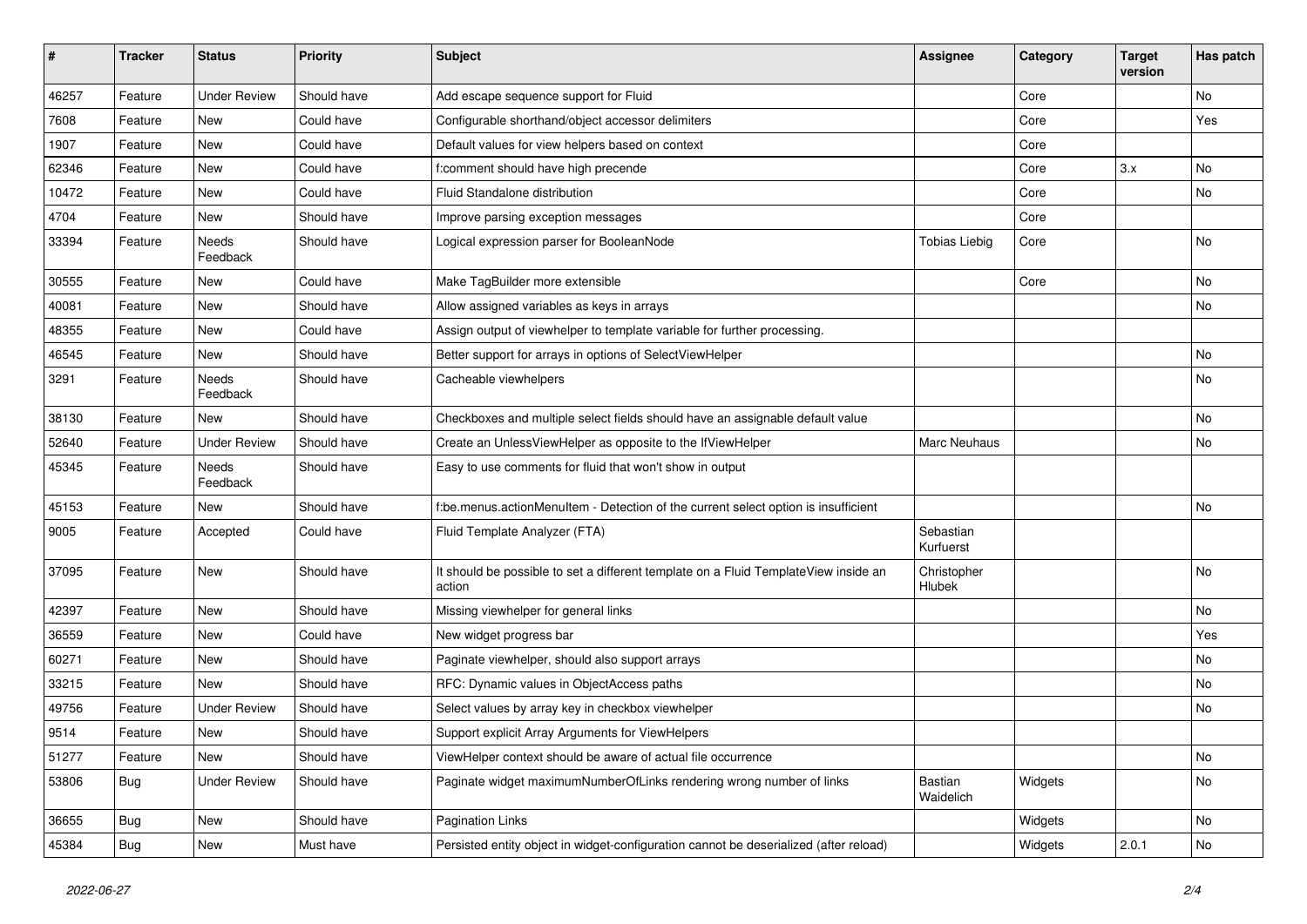| # | Tracker | Status | Priority | Subject | Assignee | Category | Target version | Has patch |
|---|---|---|---|---|---|---|---|---|
| 46257 | Feature | Under Review | Should have | Add escape sequence support for Fluid | | Core | | No |
| 7608 | Feature | New | Could have | Configurable shorthand/object accessor delimiters | | Core | | Yes |
| 1907 | Feature | New | Could have | Default values for view helpers based on context | | Core | | |
| 62346 | Feature | New | Could have | f:comment should have high precende | | Core | 3.x | No |
| 10472 | Feature | New | Could have | Fluid Standalone distribution | | Core | | No |
| 4704 | Feature | New | Should have | Improve parsing exception messages | | Core | | |
| 33394 | Feature | Needs Feedback | Should have | Logical expression parser for BooleanNode | Tobias Liebig | Core | | No |
| 30555 | Feature | New | Could have | Make TagBuilder more extensible | | Core | | No |
| 40081 | Feature | New | Should have | Allow assigned variables as keys in arrays | | | | No |
| 48355 | Feature | New | Could have | Assign output of viewhelper to template variable for further processing. | | | | |
| 46545 | Feature | New | Should have | Better support for arrays in options of SelectViewHelper | | | | No |
| 3291 | Feature | Needs Feedback | Should have | Cacheable viewhelpers | | | | No |
| 38130 | Feature | New | Should have | Checkboxes and multiple select fields should have an assignable default value | | | | No |
| 52640 | Feature | Under Review | Should have | Create an UnlessViewHelper as opposite to the IfViewHelper | Marc Neuhaus | | | No |
| 45345 | Feature | Needs Feedback | Should have | Easy to use comments for fluid that won't show in output | | | | |
| 45153 | Feature | New | Should have | f:be.menus.actionMenuItem - Detection of the current select option is insufficient | | | | No |
| 9005 | Feature | Accepted | Could have | Fluid Template Analyzer (FTA) | Sebastian Kurfuerst | | | |
| 37095 | Feature | New | Should have | It should be possible to set a different template on a Fluid TemplateView inside an action | Christopher Hlubek | | | No |
| 42397 | Feature | New | Should have | Missing viewhelper for general links | | | | No |
| 36559 | Feature | New | Could have | New widget progress bar | | | | Yes |
| 60271 | Feature | New | Should have | Paginate viewhelper, should also support arrays | | | | No |
| 33215 | Feature | New | Should have | RFC: Dynamic values in ObjectAccess paths | | | | No |
| 49756 | Feature | Under Review | Should have | Select values by array key in checkbox viewhelper | | | | No |
| 9514 | Feature | New | Should have | Support explicit Array Arguments for ViewHelpers | | | | |
| 51277 | Feature | New | Should have | ViewHelper context should be aware of actual file occurrence | | | | No |
| 53806 | Bug | Under Review | Should have | Paginate widget maximumNumberOfLinks rendering wrong number of links | Bastian Waidelich | Widgets | | No |
| 36655 | Bug | New | Should have | Pagination Links | | Widgets | | No |
| 45384 | Bug | New | Must have | Persisted entity object in widget-configuration cannot be deserialized (after reload) | | Widgets | 2.0.1 | No |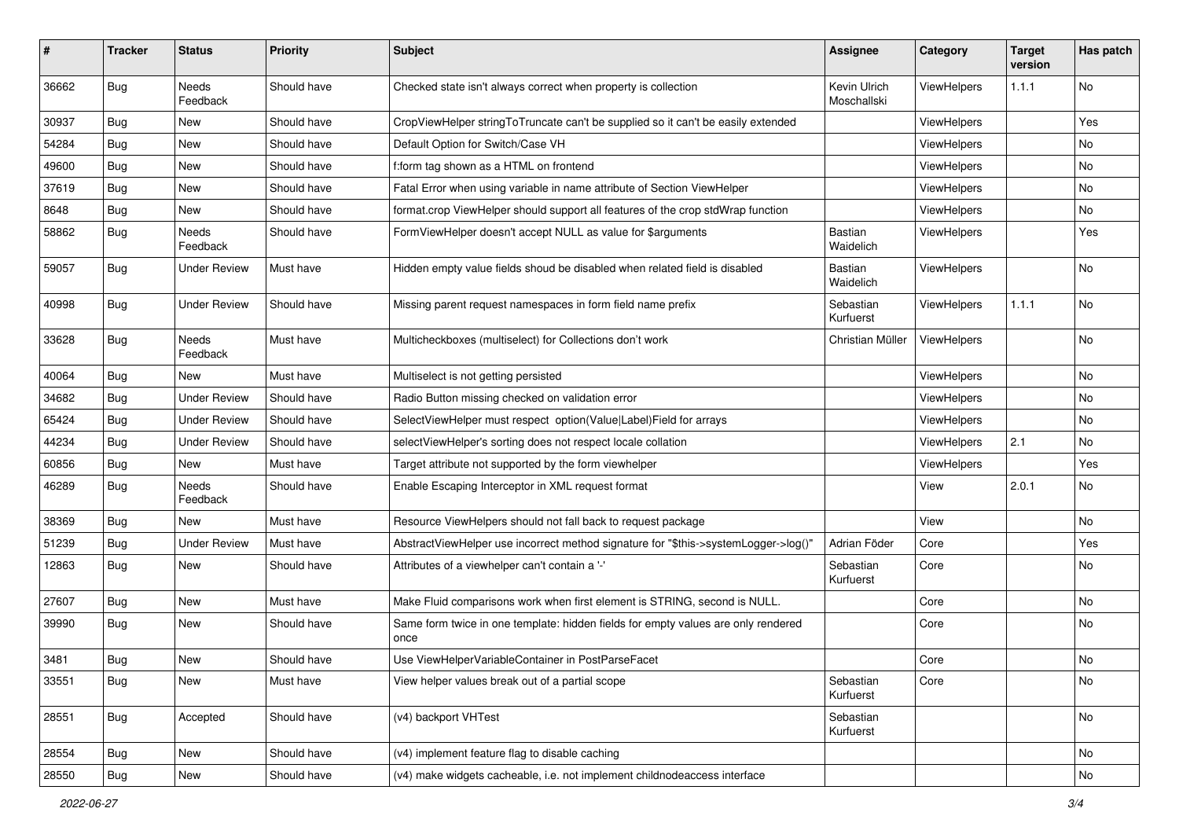| # | Tracker | Status | Priority | Subject | Assignee | Category | Target version | Has patch |
|---|---|---|---|---|---|---|---|---|
| 36662 | Bug | Needs Feedback | Should have | Checked state isn't always correct when property is collection | Kevin Ulrich Moschallski | ViewHelpers | 1.1.1 | No |
| 30937 | Bug | New | Should have | CropViewHelper stringToTruncate can't be supplied so it can't be easily extended | | ViewHelpers | | Yes |
| 54284 | Bug | New | Should have | Default Option for Switch/Case VH | | ViewHelpers | | No |
| 49600 | Bug | New | Should have | f:form tag shown as a HTML on frontend | | ViewHelpers | | No |
| 37619 | Bug | New | Should have | Fatal Error when using variable in name attribute of Section ViewHelper | | ViewHelpers | | No |
| 8648 | Bug | New | Should have | format.crop ViewHelper should support all features of the crop stdWrap function | | ViewHelpers | | No |
| 58862 | Bug | Needs Feedback | Should have | FormViewHelper doesn't accept NULL as value for $arguments | Bastian Waidelich | ViewHelpers | | Yes |
| 59057 | Bug | Under Review | Must have | Hidden empty value fields shoud be disabled when related field is disabled | Bastian Waidelich | ViewHelpers | | No |
| 40998 | Bug | Under Review | Should have | Missing parent request namespaces in form field name prefix | Sebastian Kurfuerst | ViewHelpers | 1.1.1 | No |
| 33628 | Bug | Needs Feedback | Must have | Multicheckboxes (multiselect) for Collections don't work | Christian Müller | ViewHelpers | | No |
| 40064 | Bug | New | Must have | Multiselect is not getting persisted | | ViewHelpers | | No |
| 34682 | Bug | Under Review | Should have | Radio Button missing checked on validation error | | ViewHelpers | | No |
| 65424 | Bug | Under Review | Should have | SelectViewHelper must respect option(Value\|Label)Field for arrays | | ViewHelpers | | No |
| 44234 | Bug | Under Review | Should have | selectViewHelper's sorting does not respect locale collation | | ViewHelpers | 2.1 | No |
| 60856 | Bug | New | Must have | Target attribute not supported by the form viewhelper | | ViewHelpers | | Yes |
| 46289 | Bug | Needs Feedback | Should have | Enable Escaping Interceptor in XML request format | | View | 2.0.1 | No |
| 38369 | Bug | New | Must have | Resource ViewHelpers should not fall back to request package | | View | | No |
| 51239 | Bug | Under Review | Must have | AbstractViewHelper use incorrect method signature for "$this->systemLogger->log()" | Adrian Föder | Core | | Yes |
| 12863 | Bug | New | Should have | Attributes of a viewhelper can't contain a '-' | Sebastian Kurfuerst | Core | | No |
| 27607 | Bug | New | Must have | Make Fluid comparisons work when first element is STRING, second is NULL. | | Core | | No |
| 39990 | Bug | New | Should have | Same form twice in one template: hidden fields for empty values are only rendered once | | Core | | No |
| 3481 | Bug | New | Should have | Use ViewHelperVariableContainer in PostParseFacet | | Core | | No |
| 33551 | Bug | New | Must have | View helper values break out of a partial scope | Sebastian Kurfuerst | Core | | No |
| 28551 | Bug | Accepted | Should have | (v4) backport VHTest | Sebastian Kurfuerst | | | No |
| 28554 | Bug | New | Should have | (v4) implement feature flag to disable caching | | | | No |
| 28550 | Bug | New | Should have | (v4) make widgets cacheable, i.e. not implement childnodeaccess interface | | | | No |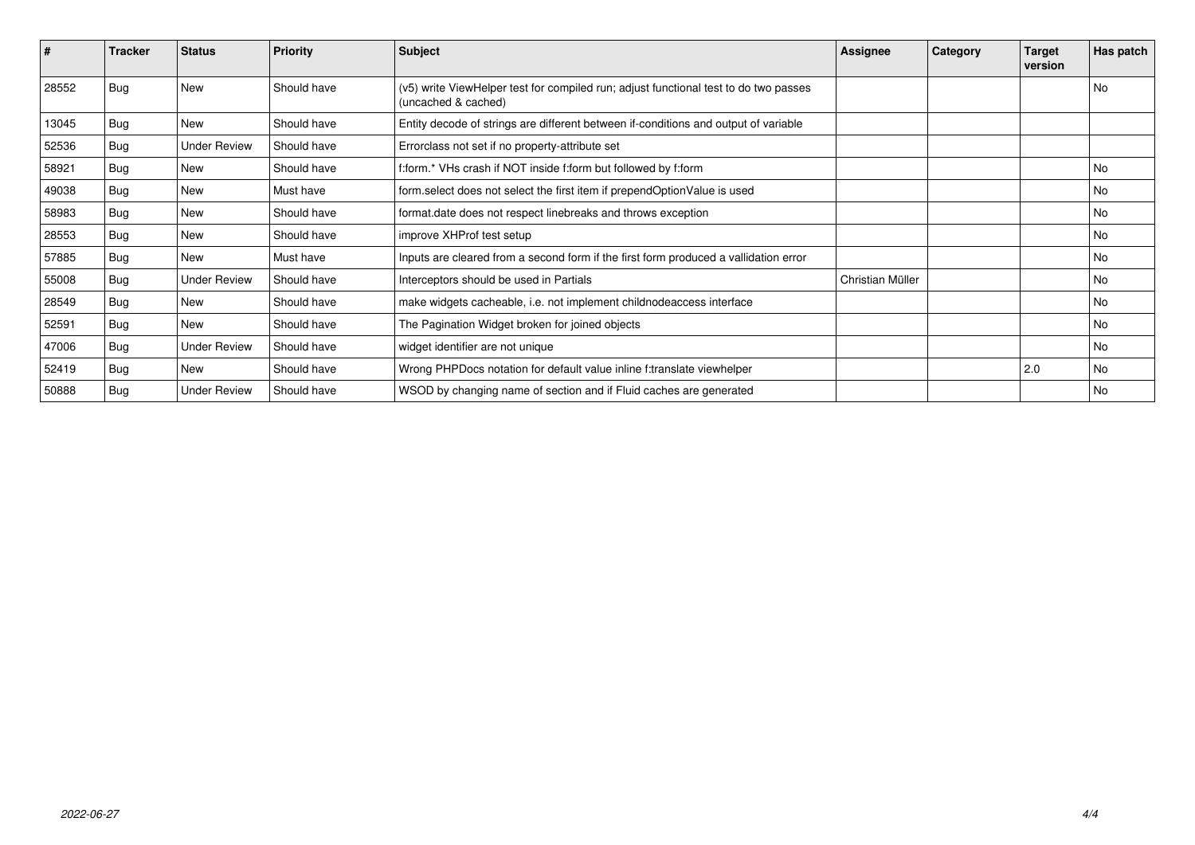| # | Tracker | Status | Priority | Subject | Assignee | Category | Target version | Has patch |
|---|---|---|---|---|---|---|---|---|
| 28552 | Bug | New | Should have | (v5) write ViewHelper test for compiled run; adjust functional test to do two passes (uncached & cached) | | | | No |
| 13045 | Bug | New | Should have | Entity decode of strings are different between if-conditions and output of variable | | | | |
| 52536 | Bug | Under Review | Should have | Errorclass not set if no property-attribute set | | | | |
| 58921 | Bug | New | Should have | f:form.* VHs crash if NOT inside f:form but followed by f:form | | | | No |
| 49038 | Bug | New | Must have | form.select does not select the first item if prependOptionValue is used | | | | No |
| 58983 | Bug | New | Should have | format.date does not respect linebreaks and throws exception | | | | No |
| 28553 | Bug | New | Should have | improve XHProf test setup | | | | No |
| 57885 | Bug | New | Must have | Inputs are cleared from a second form if the first form produced a vallidation error | | | | No |
| 55008 | Bug | Under Review | Should have | Interceptors should be used in Partials | Christian Müller | | | No |
| 28549 | Bug | New | Should have | make widgets cacheable, i.e. not implement childnodeaccess interface | | | | No |
| 52591 | Bug | New | Should have | The Pagination Widget broken for joined objects | | | | No |
| 47006 | Bug | Under Review | Should have | widget identifier are not unique | | | | No |
| 52419 | Bug | New | Should have | Wrong PHPDocs notation for default value inline f:translate viewhelper | | | 2.0 | No |
| 50888 | Bug | Under Review | Should have | WSOD by changing name of section and if Fluid caches are generated | | | | No |